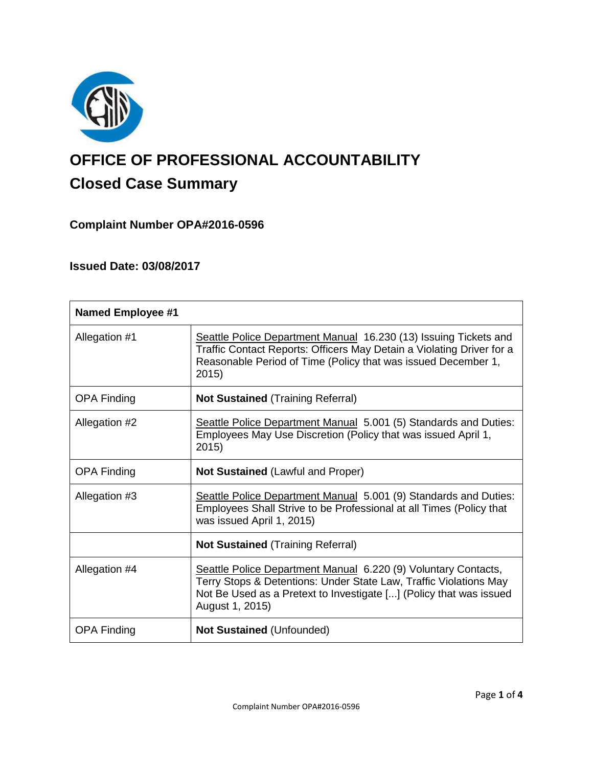# OFFICE OF PROFESSIONAL ACCOUNTABILITY

## Closed Case Summary

### Complaint Number OPA#2016-0596

### Issued Date: 03/08/2017

| **Named Employee #1** | |
|---|---|
| Allegation #1 | Seattle Police Department Manual 16.230 (13) Issuing Tickets and Traffic Contact Reports: Officers May Detain a Violating Driver for a Reasonable Period of Time (Policy that was issued December 1, 2015) |
| OPA Finding | **Not Sustained** (Training Referral) |
| Allegation #2 | Seattle Police Department Manual 5.001 (5) Standards and Duties: Employees May Use Discretion (Policy that was issued April 1, 2015) |
| OPA Finding | **Not Sustained** (Lawful and Proper) |
| Allegation #3 | Seattle Police Department Manual 5.001 (9) Standards and Duties: Employees Shall Strive to be Professional at all Times (Policy that was issued April 1, 2015) |
| | **Not Sustained** (Training Referral) |
| Allegation #4 | Seattle Police Department Manual 6.220 (9) Voluntary Contacts, Terry Stops & Detentions: Under State Law, Traffic Violations May Not Be Used as a Pretext to Investigate [...] (Policy that was issued August 1, 2015) |
| OPA Finding | **Not Sustained** (Unfounded) |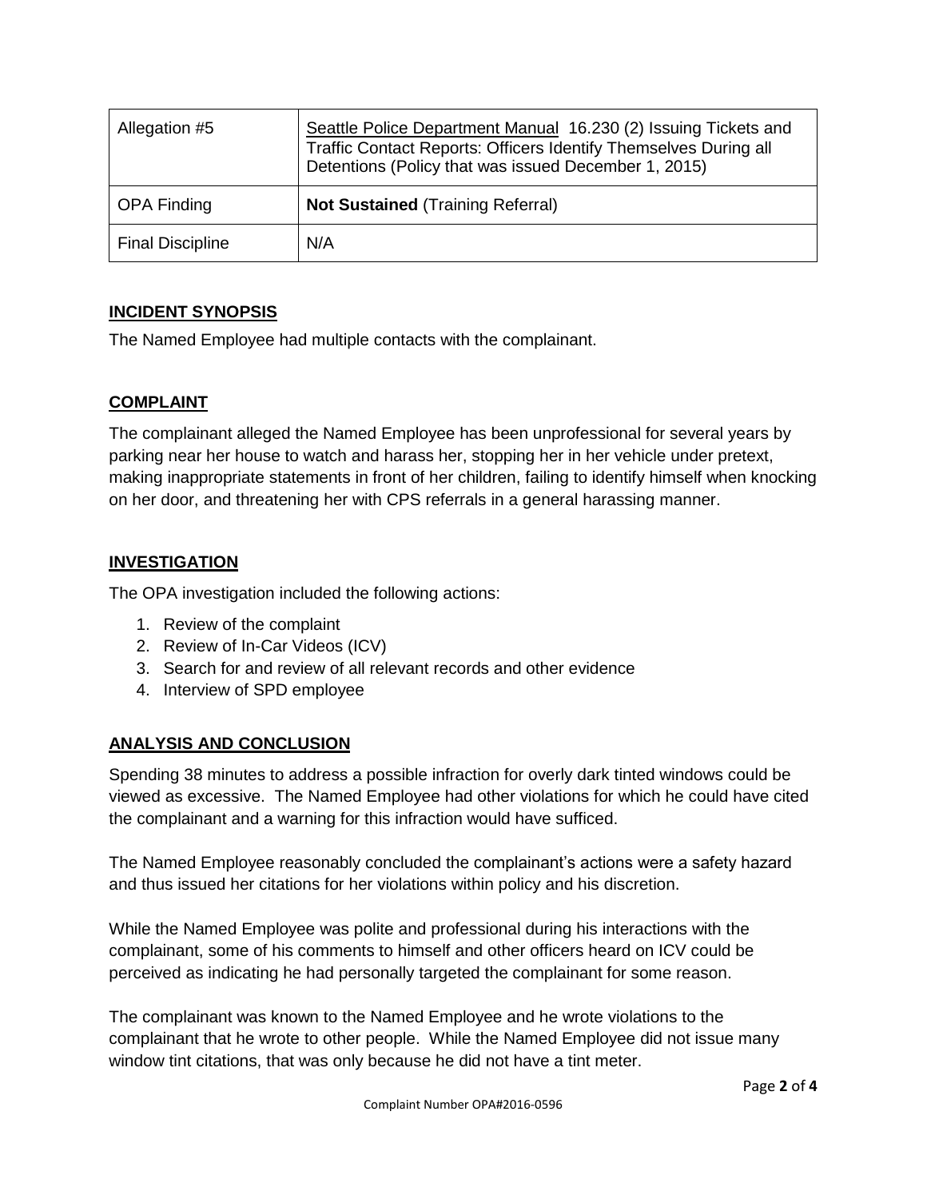| Allegation #5 | Seattle Police Department Manual 16.230 (2) Issuing Tickets and Traffic Contact Reports: Officers Identify Themselves During all Detentions (Policy that was issued December 1, 2015) |
|---|---|
| OPA Finding | **Not Sustained** (Training Referral) |
| Final Discipline | N/A |

## INCIDENT SYNOPSIS

The Named Employee had multiple contacts with the complainant.

## COMPLAINT

The complainant alleged the Named Employee has been unprofessional for several years by parking near her house to watch and harass her, stopping her in her vehicle under pretext, making inappropriate statements in front of her children, failing to identify himself when knocking on her door, and threatening her with CPS referrals in a general harassing manner.

## INVESTIGATION

The OPA investigation included the following actions:

1. Review of the complaint
2. Review of In-Car Videos (ICV)
3. Search for and review of all relevant records and other evidence
4. Interview of SPD employee

## ANALYSIS AND CONCLUSION

Spending 38 minutes to address a possible infraction for overly dark tinted windows could be viewed as excessive. The Named Employee had other violations for which he could have cited the complainant and a warning for this infraction would have sufficed.

The Named Employee reasonably concluded the complainant's actions were a safety hazard and thus issued her citations for her violations within policy and his discretion.

While the Named Employee was polite and professional during his interactions with the complainant, some of his comments to himself and other officers heard on ICV could be perceived as indicating he had personally targeted the complainant for some reason.

The complainant was known to the Named Employee and he wrote violations to the complainant that he wrote to other people. While the Named Employee did not issue many window tint citations, that was only because he did not have a tint meter.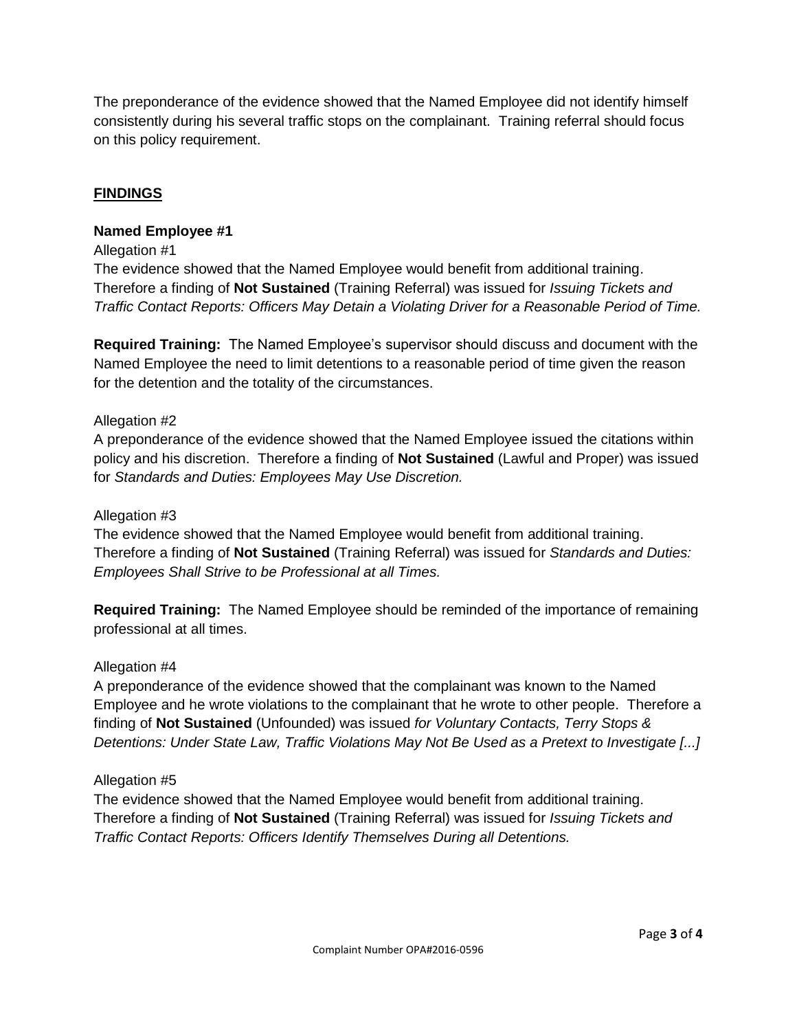The preponderance of the evidence showed that the Named Employee did not identify himself consistently during his several traffic stops on the complainant. Training referral should focus on this policy requirement.

## FINDINGS

**Named Employee #1**

Allegation #1

The evidence showed that the Named Employee would benefit from additional training. Therefore a finding of **Not Sustained** (Training Referral) was issued for *Issuing Tickets and Traffic Contact Reports: Officers May Detain a Violating Driver for a Reasonable Period of Time.*

**Required Training:** The Named Employee's supervisor should discuss and document with the Named Employee the need to limit detentions to a reasonable period of time given the reason for the detention and the totality of the circumstances.

Allegation #2

A preponderance of the evidence showed that the Named Employee issued the citations within policy and his discretion. Therefore a finding of **Not Sustained** (Lawful and Proper) was issued for *Standards and Duties: Employees May Use Discretion.*

Allegation #3

The evidence showed that the Named Employee would benefit from additional training. Therefore a finding of **Not Sustained** (Training Referral) was issued for *Standards and Duties: Employees Shall Strive to be Professional at all Times.*

**Required Training:** The Named Employee should be reminded of the importance of remaining professional at all times.

Allegation #4

A preponderance of the evidence showed that the complainant was known to the Named Employee and he wrote violations to the complainant that he wrote to other people. Therefore a finding of **Not Sustained** (Unfounded) was issued *for Voluntary Contacts, Terry Stops & Detentions: Under State Law, Traffic Violations May Not Be Used as a Pretext to Investigate [...]*

Allegation #5

The evidence showed that the Named Employee would benefit from additional training. Therefore a finding of **Not Sustained** (Training Referral) was issued for *Issuing Tickets and Traffic Contact Reports: Officers Identify Themselves During all Detentions.*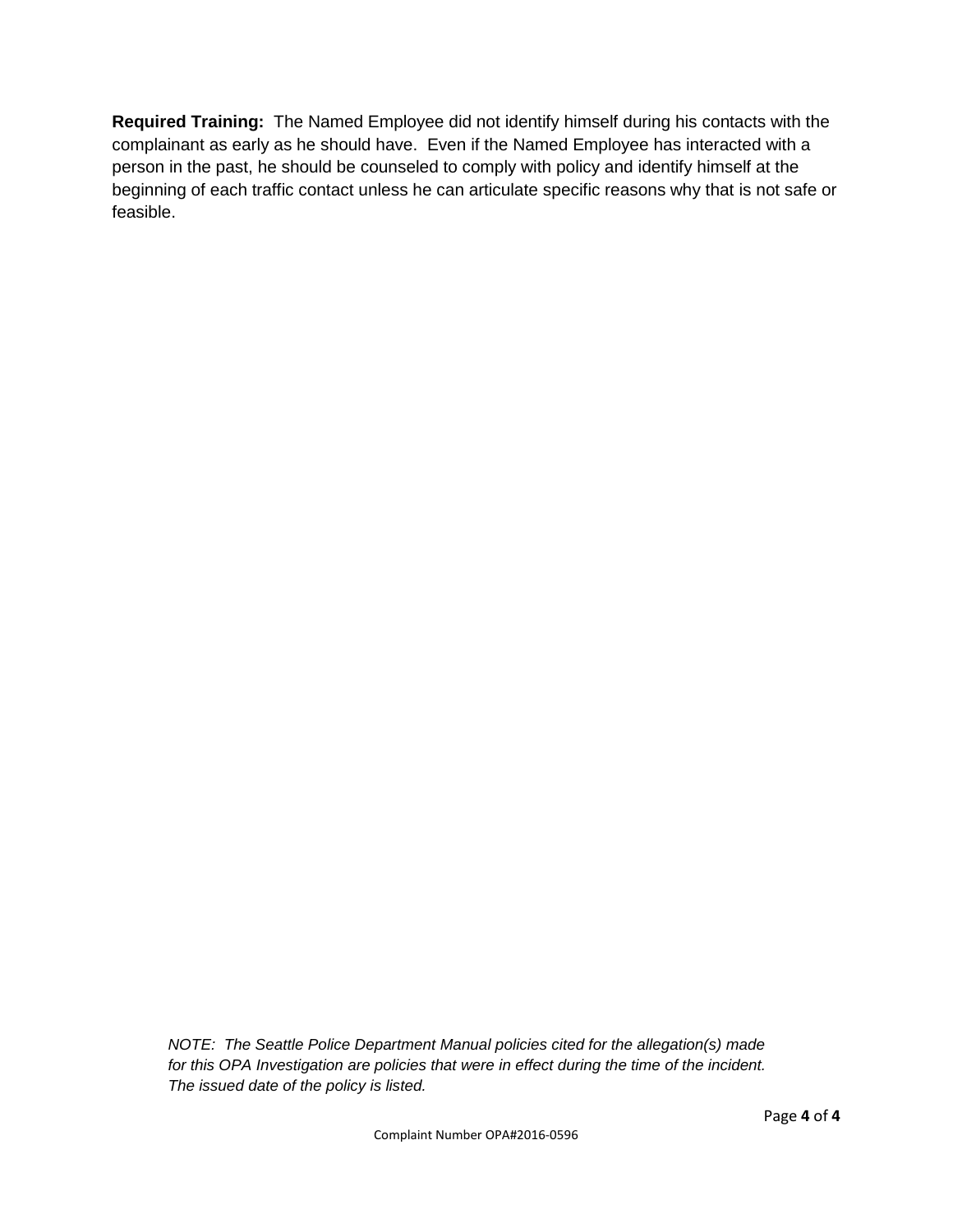**Required Training:** The Named Employee did not identify himself during his contacts with the complainant as early as he should have. Even if the Named Employee has interacted with a person in the past, he should be counseled to comply with policy and identify himself at the beginning of each traffic contact unless he can articulate specific reasons why that is not safe or feasible.

*NOTE: The Seattle Police Department Manual policies cited for the allegation(s) made for this OPA Investigation are policies that were in effect during the time of the incident. The issued date of the policy is listed.*